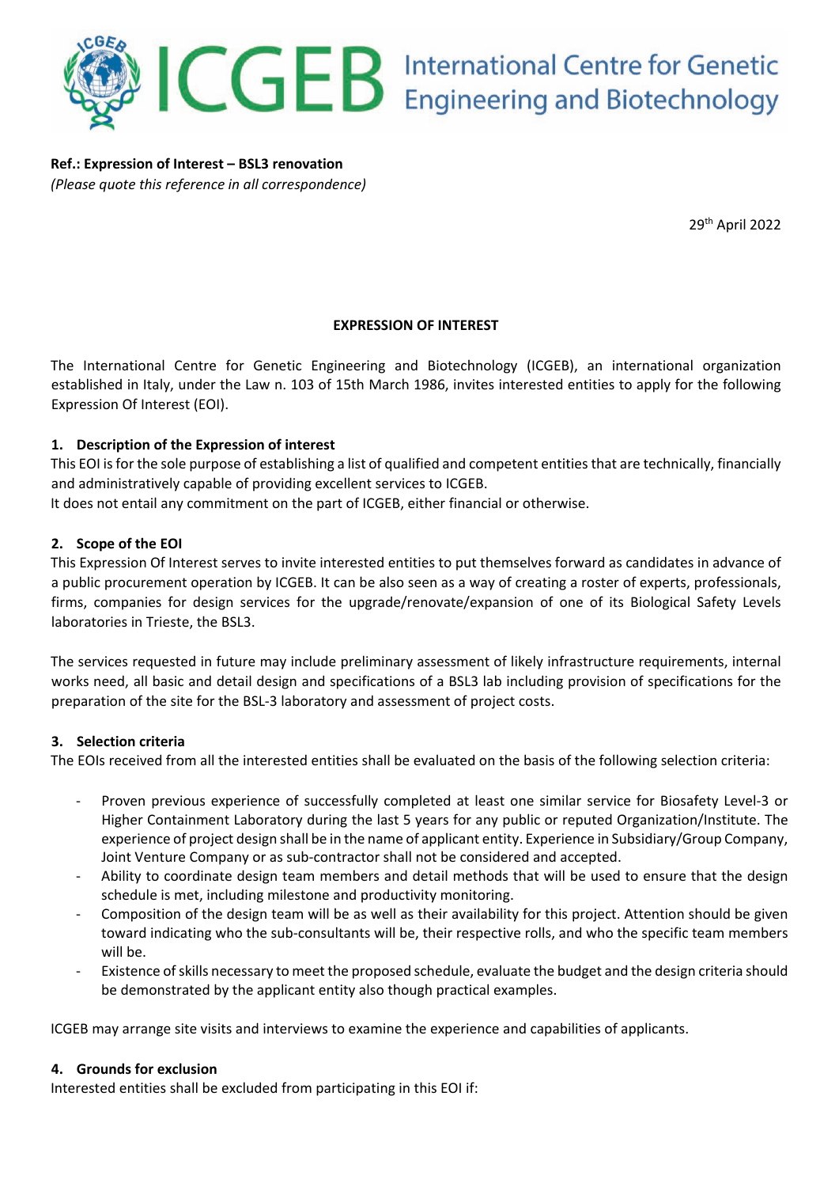**Ref.: Expression of Interest – BSL3 renovation**
*(Please quote this reference in all correspondence)*

29th April 2022

**EXPRESSION OF INTEREST**

The International Centre for Genetic Engineering and Biotechnology (ICGEB), an international organization established in Italy, under the Law n. 103 of 15th March 1986, invites interested entities to apply for the following Expression Of Interest (EOI).

### 1. Description of the Expression of interest

This EOI is for the sole purpose of establishing a list of qualified and competent entities that are technically, financially and administratively capable of providing excellent services to ICGEB.
It does not entail any commitment on the part of ICGEB, either financial or otherwise.

### 2. Scope of the EOI

This Expression Of Interest serves to invite interested entities to put themselves forward as candidates in advance of a public procurement operation by ICGEB. It can be also seen as a way of creating a roster of experts, professionals, firms, companies for design services for the upgrade/renovate/expansion of one of its Biological Safety Levels laboratories in Trieste, the BSL3.

The services requested in future may include preliminary assessment of likely infrastructure requirements, internal works need, all basic and detail design and specifications of a BSL3 lab including provision of specifications for the preparation of the site for the BSL-3 laboratory and assessment of project costs.

### 3. Selection criteria

The EOIs received from all the interested entities shall be evaluated on the basis of the following selection criteria:

- Proven previous experience of successfully completed at least one similar service for Biosafety Level-3 or Higher Containment Laboratory during the last 5 years for any public or reputed Organization/Institute. The experience of project design shall be in the name of applicant entity. Experience in Subsidiary/Group Company, Joint Venture Company or as sub-contractor shall not be considered and accepted.
- Ability to coordinate design team members and detail methods that will be used to ensure that the design schedule is met, including milestone and productivity monitoring.
- Composition of the design team will be as well as their availability for this project. Attention should be given toward indicating who the sub-consultants will be, their respective rolls, and who the specific team members will be.
- Existence of skills necessary to meet the proposed schedule, evaluate the budget and the design criteria should be demonstrated by the applicant entity also though practical examples.

ICGEB may arrange site visits and interviews to examine the experience and capabilities of applicants.

### 4. Grounds for exclusion

Interested entities shall be excluded from participating in this EOI if: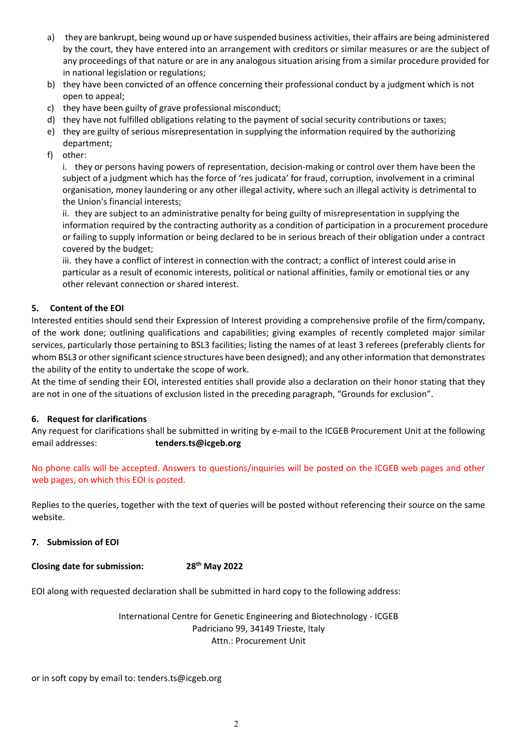a) they are bankrupt, being wound up or have suspended business activities, their affairs are being administered by the court, they have entered into an arrangement with creditors or similar measures or are the subject of any proceedings of that nature or are in any analogous situation arising from a similar procedure provided for in national legislation or regulations;
b) they have been convicted of an offence concerning their professional conduct by a judgment which is not open to appeal;
c) they have been guilty of grave professional misconduct;
d) they have not fulfilled obligations relating to the payment of social security contributions or taxes;
e) they are guilty of serious misrepresentation in supplying the information required by the authorizing department;
f) other:

   i. they or persons having powers of representation, decision-making or control over them have been the subject of a judgment which has the force of 'res judicata' for fraud, corruption, involvement in a criminal organisation, money laundering or any other illegal activity, where such an illegal activity is detrimental to the Union's financial interests;

   ii. they are subject to an administrative penalty for being guilty of misrepresentation in supplying the information required by the contracting authority as a condition of participation in a procurement procedure or failing to supply information or being declared to be in serious breach of their obligation under a contract covered by the budget;

   iii. they have a conflict of interest in connection with the contract; a conflict of interest could arise in particular as a result of economic interests, political or national affinities, family or emotional ties or any other relevant connection or shared interest.

## 5. Content of the EOI

Interested entities should send their Expression of Interest providing a comprehensive profile of the firm/company, of the work done; outlining qualifications and capabilities; giving examples of recently completed major similar services, particularly those pertaining to BSL3 facilities; listing the names of at least 3 referees (preferably clients for whom BSL3 or other significant science structures have been designed); and any other information that demonstrates the ability of the entity to undertake the scope of work.

At the time of sending their EOI, interested entities shall provide also a declaration on their honor stating that they are not in one of the situations of exclusion listed in the preceding paragraph, "Grounds for exclusion".

## 6. Request for clarifications

Any request for clarifications shall be submitted in writing by e-mail to the ICGEB Procurement Unit at the following email addresses: **tenders.ts@icgeb.org**

No phone calls will be accepted. Answers to questions/inquiries will be posted on the ICGEB web pages and other web pages, on which this EOI is posted.

Replies to the queries, together with the text of queries will be posted without referencing their source on the same website.

## 7. Submission of EOI

**Closing date for submission: 28th May 2022**

EOI along with requested declaration shall be submitted in hard copy to the following address:

International Centre for Genetic Engineering and Biotechnology - ICGEB
Padriciano 99, 34149 Trieste, Italy
Attn.: Procurement Unit

or in soft copy by email to: tenders.ts@icgeb.org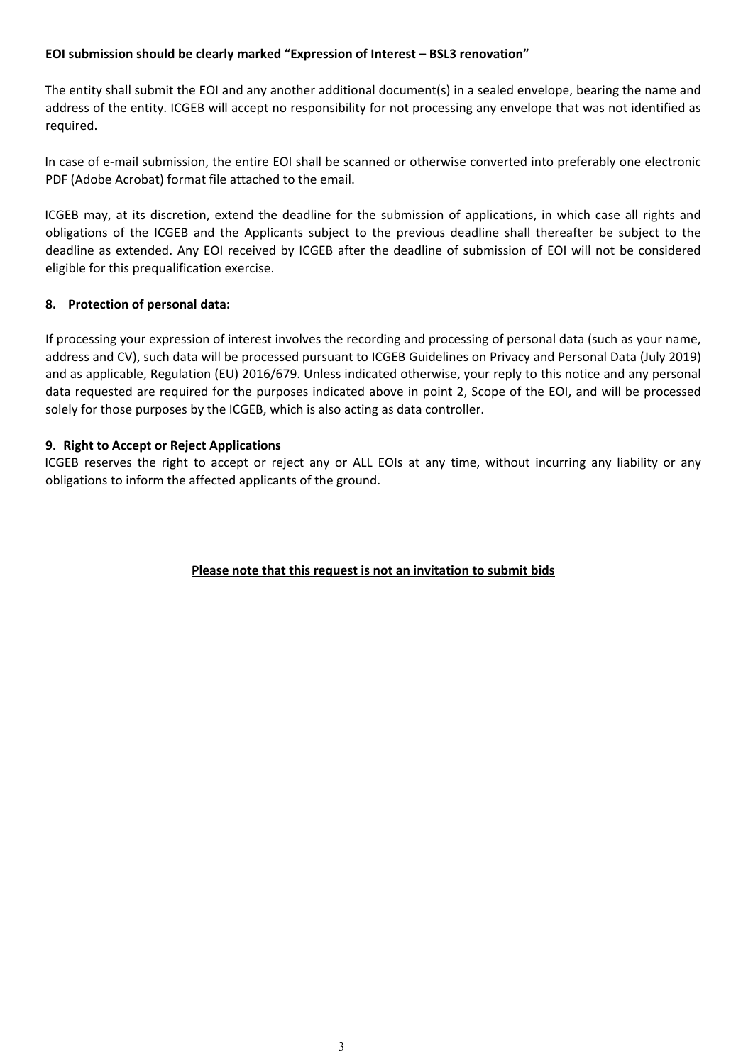**EOI submission should be clearly marked "Expression of Interest – BSL3 renovation"**

The entity shall submit the EOI and any another additional document(s) in a sealed envelope, bearing the name and address of the entity. ICGEB will accept no responsibility for not processing any envelope that was not identified as required.

In case of e-mail submission, the entire EOI shall be scanned or otherwise converted into preferably one electronic PDF (Adobe Acrobat) format file attached to the email.

ICGEB may, at its discretion, extend the deadline for the submission of applications, in which case all rights and obligations of the ICGEB and the Applicants subject to the previous deadline shall thereafter be subject to the deadline as extended. Any EOI received by ICGEB after the deadline of submission of EOI will not be considered eligible for this prequalification exercise.

**8. Protection of personal data:**

If processing your expression of interest involves the recording and processing of personal data (such as your name, address and CV), such data will be processed pursuant to ICGEB Guidelines on Privacy and Personal Data (July 2019) and as applicable, Regulation (EU) 2016/679. Unless indicated otherwise, your reply to this notice and any personal data requested are required for the purposes indicated above in point 2, Scope of the EOI, and will be processed solely for those purposes by the ICGEB, which is also acting as data controller.

**9. Right to Accept or Reject Applications**

ICGEB reserves the right to accept or reject any or ALL EOIs at any time, without incurring any liability or any obligations to inform the affected applicants of the ground.

**Please note that this request is not an invitation to submit bids**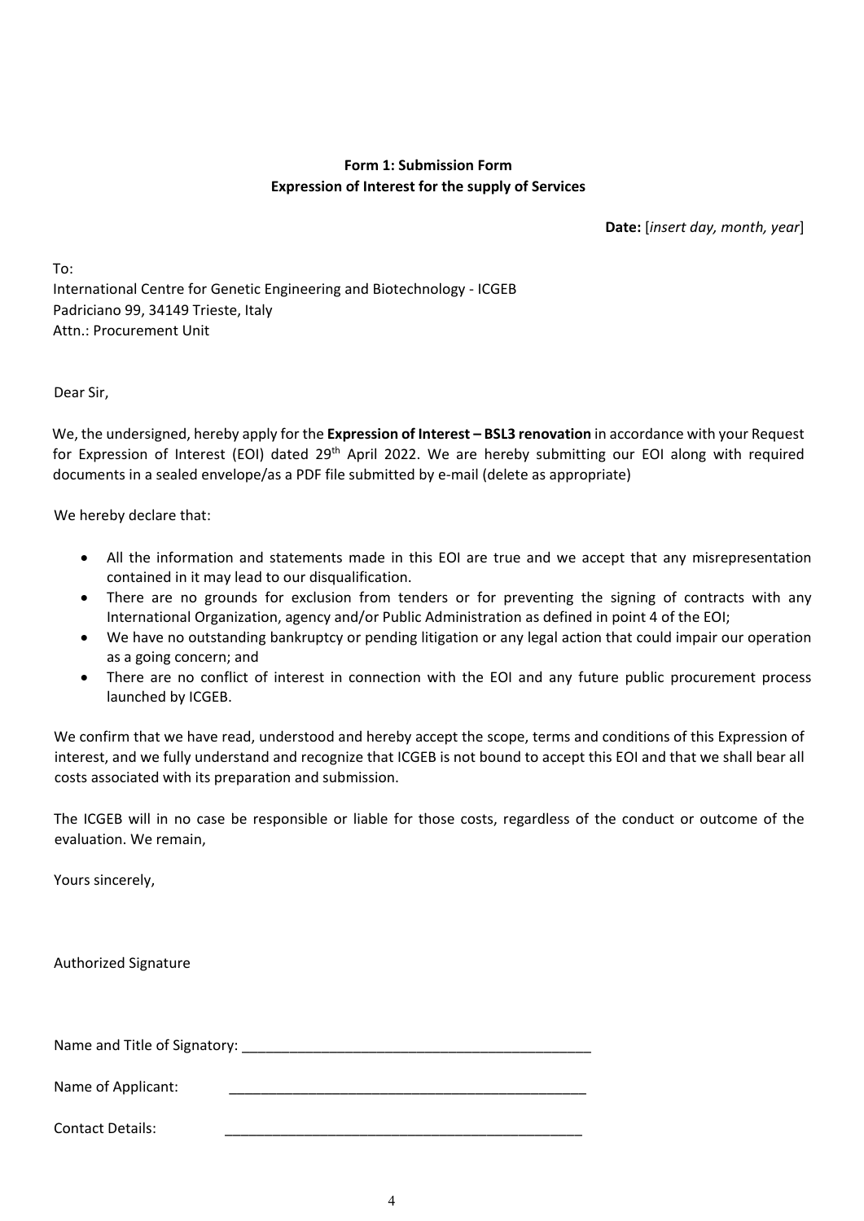**Form 1: Submission Form**
**Expression of Interest for the supply of Services**

**Date:** [*insert day, month, year*]

To:
International Centre for Genetic Engineering and Biotechnology - ICGEB
Padriciano 99, 34149 Trieste, Italy
Attn.: Procurement Unit

Dear Sir,

We, the undersigned, hereby apply for the **Expression of Interest – BSL3 renovation** in accordance with your Request for Expression of Interest (EOI) dated 29th April 2022. We are hereby submitting our EOI along with required documents in a sealed envelope/as a PDF file submitted by e-mail (delete as appropriate)

We hereby declare that:

- All the information and statements made in this EOI are true and we accept that any misrepresentation contained in it may lead to our disqualification.
- There are no grounds for exclusion from tenders or for preventing the signing of contracts with any International Organization, agency and/or Public Administration as defined in point 4 of the EOI;
- We have no outstanding bankruptcy or pending litigation or any legal action that could impair our operation as a going concern; and
- There are no conflict of interest in connection with the EOI and any future public procurement process launched by ICGEB.

We confirm that we have read, understood and hereby accept the scope, terms and conditions of this Expression of interest, and we fully understand and recognize that ICGEB is not bound to accept this EOI and that we shall bear all costs associated with its preparation and submission.

The ICGEB will in no case be responsible or liable for those costs, regardless of the conduct or outcome of the evaluation. We remain,

Yours sincerely,

Authorized Signature

Name and Title of Signatory: ____________________________________________

Name of Applicant: ____________________________________________

Contact Details: ____________________________________________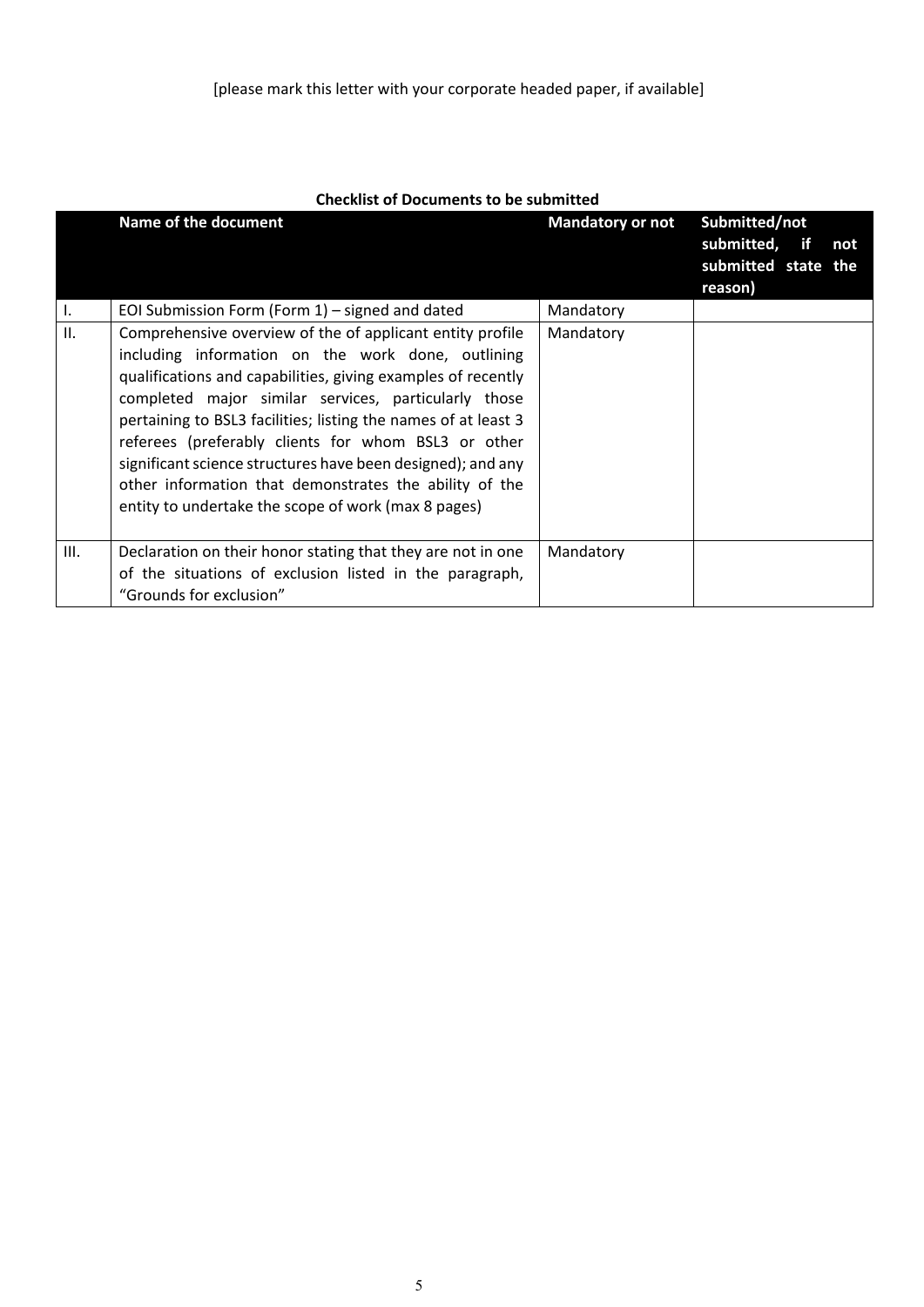[please mark this letter with your corporate headed paper, if available]

**Checklist of Documents to be submitted**

| | Name of the document | Mandatory or not | Submitted/not submitted, if not submitted state the reason) |
|---|---|---|---|
| I. | EOI Submission Form (Form 1) – signed and dated | Mandatory | |
| II. | Comprehensive overview of the of applicant entity profile including information on the work done, outlining qualifications and capabilities, giving examples of recently completed major similar services, particularly those pertaining to BSL3 facilities; listing the names of at least 3 referees (preferably clients for whom BSL3 or other significant science structures have been designed); and any other information that demonstrates the ability of the entity to undertake the scope of work (max 8 pages) | Mandatory | |
| III. | Declaration on their honor stating that they are not in one of the situations of exclusion listed in the paragraph, "Grounds for exclusion" | Mandatory | |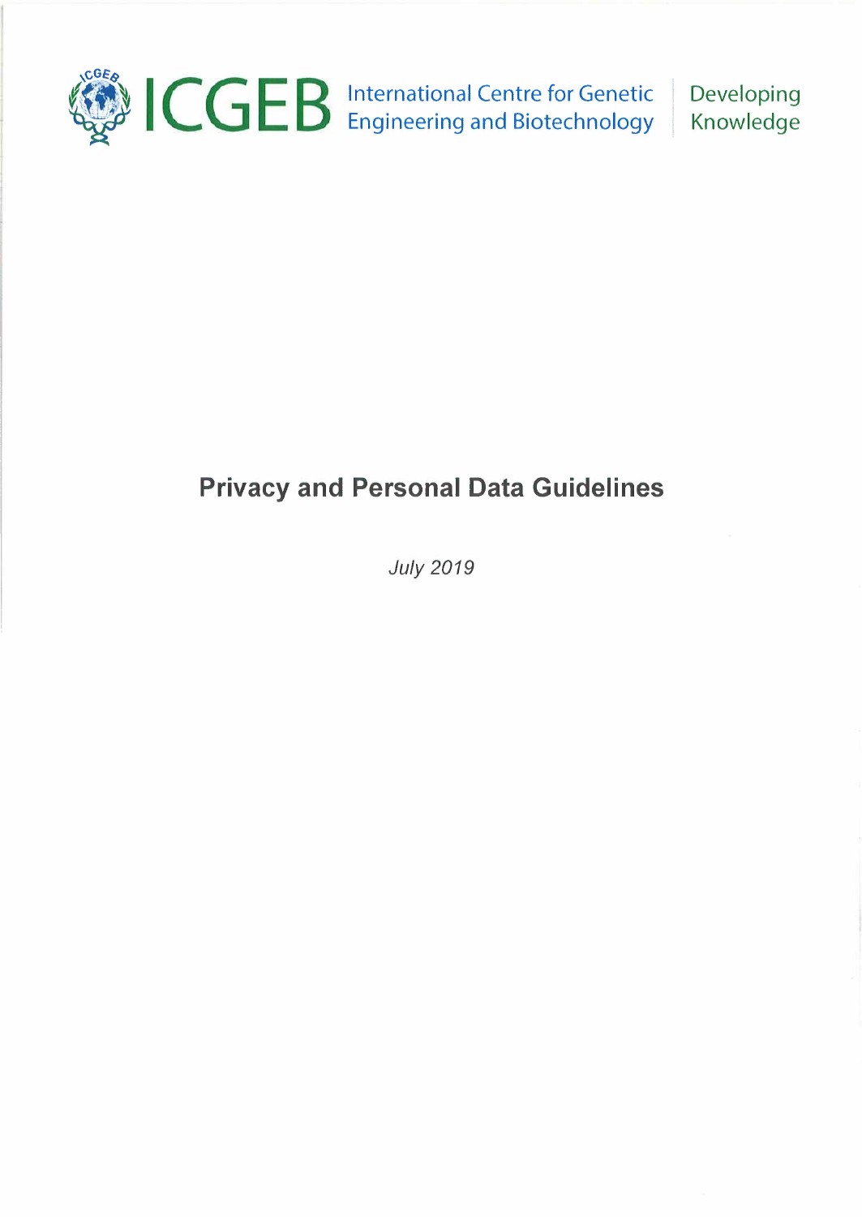ICGEB International Centre for Genetic Engineering and Biotechnology | Developing Knowledge

# Privacy and Personal Data Guidelines

*July 2019*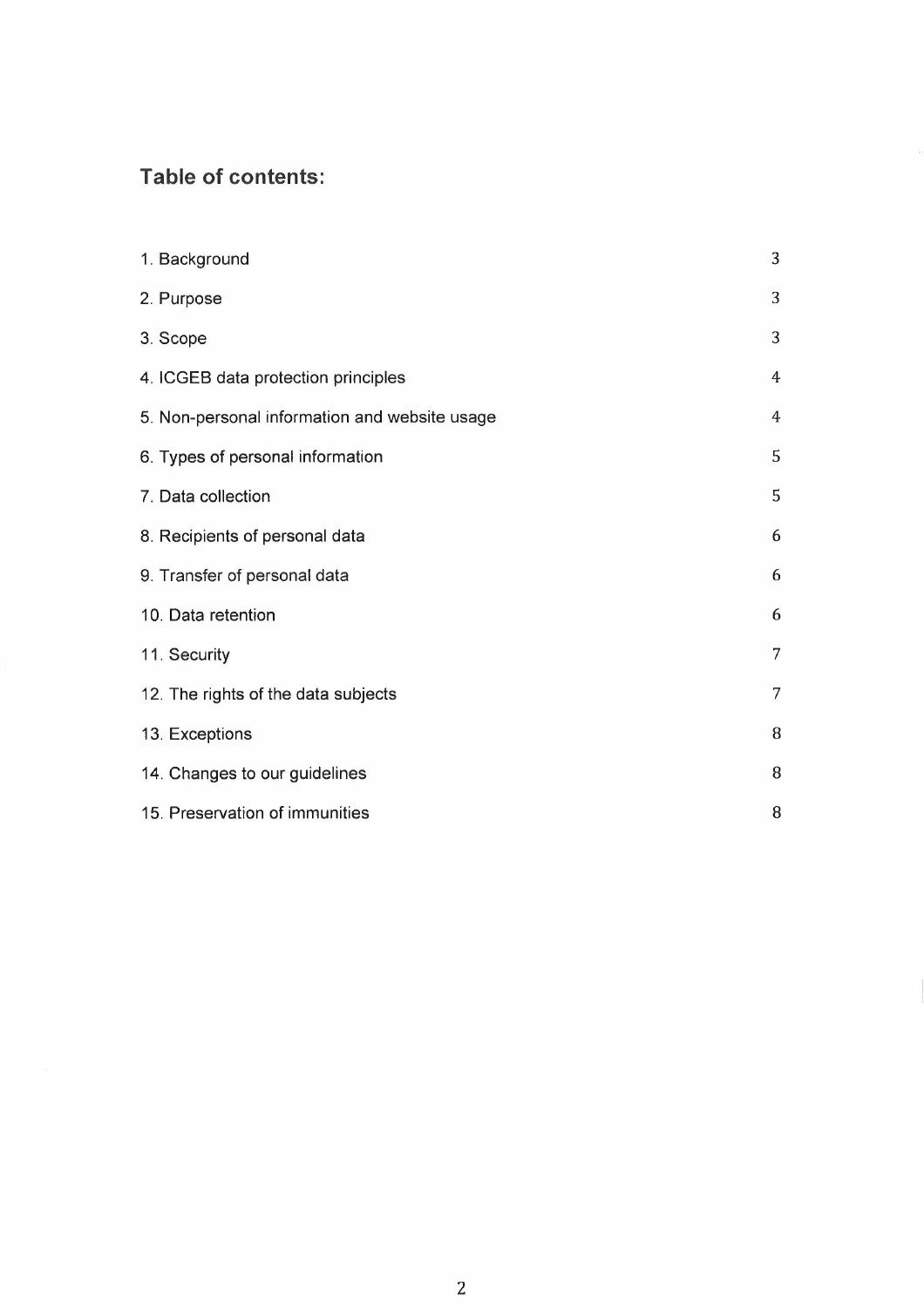## Table of contents:

| | |
|---|---|
| 1. Background | 3 |
| 2. Purpose | 3 |
| 3. Scope | 3 |
| 4. ICGEB data protection principles | 4 |
| 5. Non-personal information and website usage | 4 |
| 6. Types of personal information | 5 |
| 7. Data collection | 5 |
| 8. Recipients of personal data | 6 |
| 9. Transfer of personal data | 6 |
| 10. Data retention | 6 |
| 11. Security | 7 |
| 12. The rights of the data subjects | 7 |
| 13. Exceptions | 8 |
| 14. Changes to our guidelines | 8 |
| 15. Preservation of immunities | 8 |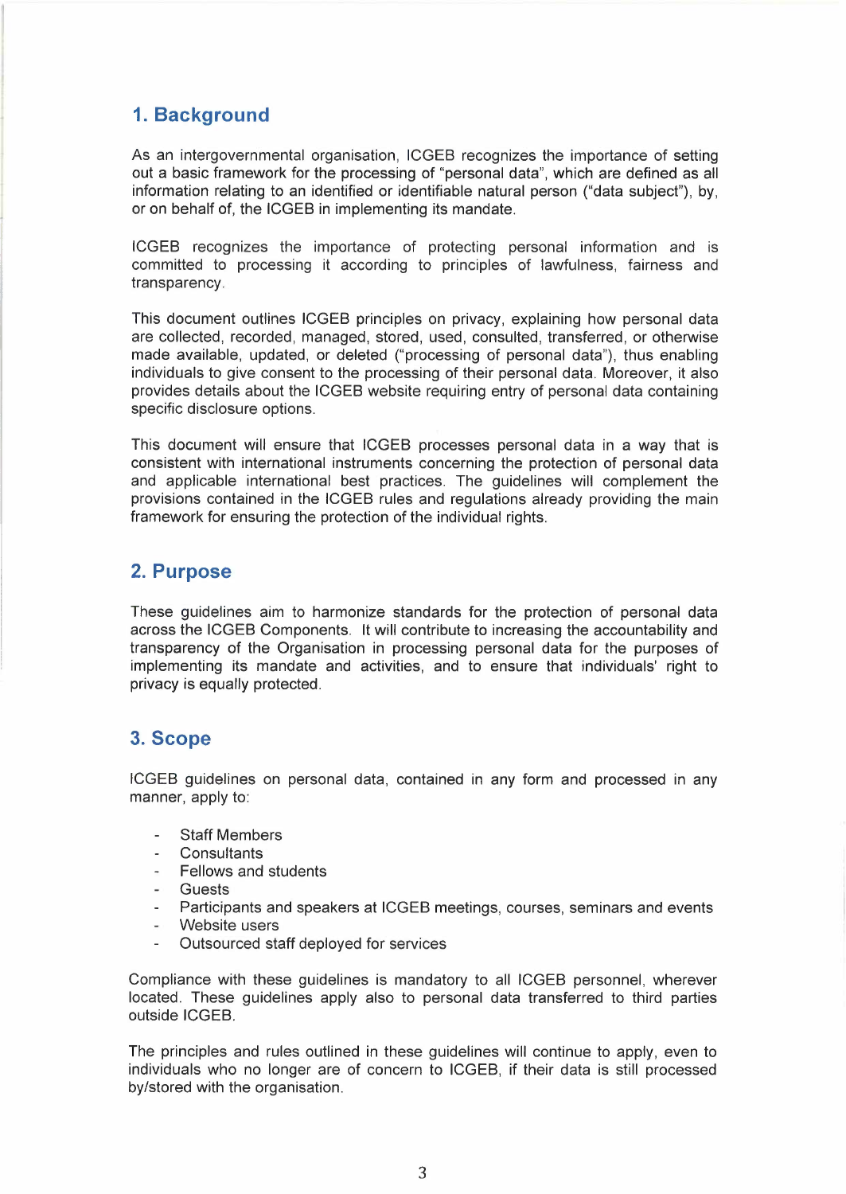## 1. Background

As an intergovernmental organisation, ICGEB recognizes the importance of setting out a basic framework for the processing of "personal data", which are defined as all information relating to an identified or identifiable natural person ("data subject"), by, or on behalf of, the ICGEB in implementing its mandate.

ICGEB recognizes the importance of protecting personal information and is committed to processing it according to principles of lawfulness, fairness and transparency.

This document outlines ICGEB principles on privacy, explaining how personal data are collected, recorded, managed, stored, used, consulted, transferred, or otherwise made available, updated, or deleted ("processing of personal data"), thus enabling individuals to give consent to the processing of their personal data. Moreover, it also provides details about the ICGEB website requiring entry of personal data containing specific disclosure options.

This document will ensure that ICGEB processes personal data in a way that is consistent with international instruments concerning the protection of personal data and applicable international best practices. The guidelines will complement the provisions contained in the ICGEB rules and regulations already providing the main framework for ensuring the protection of the individual rights.

## 2. Purpose

These guidelines aim to harmonize standards for the protection of personal data across the ICGEB Components. It will contribute to increasing the accountability and transparency of the Organisation in processing personal data for the purposes of implementing its mandate and activities, and to ensure that individuals' right to privacy is equally protected.

## 3. Scope

ICGEB guidelines on personal data, contained in any form and processed in any manner, apply to:

- Staff Members
- Consultants
- Fellows and students
- Guests
- Participants and speakers at ICGEB meetings, courses, seminars and events
- Website users
- Outsourced staff deployed for services

Compliance with these guidelines is mandatory to all ICGEB personnel, wherever located. These guidelines apply also to personal data transferred to third parties outside ICGEB.

The principles and rules outlined in these guidelines will continue to apply, even to individuals who no longer are of concern to ICGEB, if their data is still processed by/stored with the organisation.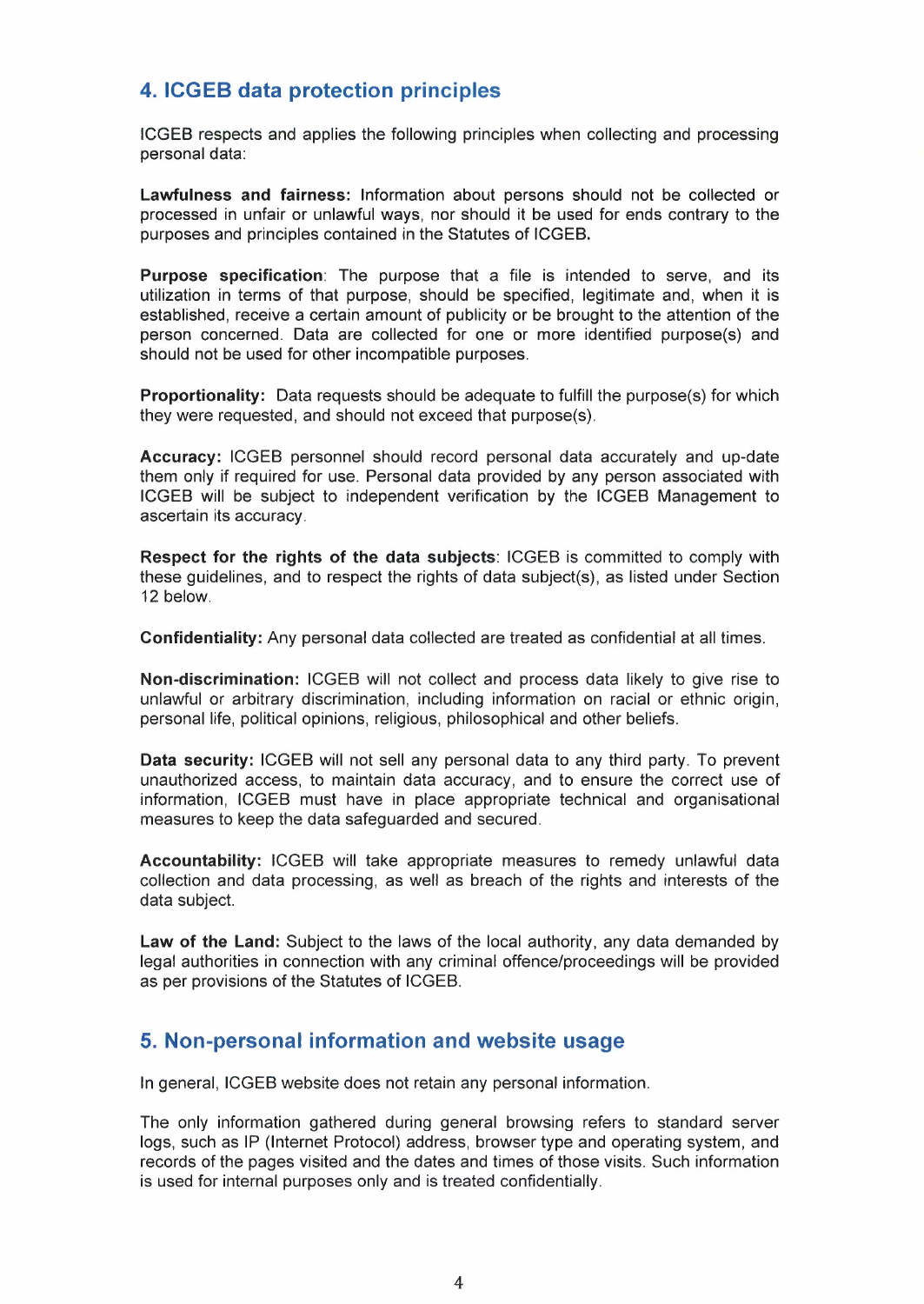## 4. ICGEB data protection principles

ICGEB respects and applies the following principles when collecting and processing personal data:

**Lawfulness and fairness:** Information about persons should not be collected or processed in unfair or unlawful ways, nor should it be used for ends contrary to the purposes and principles contained in the Statutes of ICGEB.

**Purpose specification**: The purpose that a file is intended to serve, and its utilization in terms of that purpose, should be specified, legitimate and, when it is established, receive a certain amount of publicity or be brought to the attention of the person concerned. Data are collected for one or more identified purpose(s) and should not be used for other incompatible purposes.

**Proportionality:** Data requests should be adequate to fulfill the purpose(s) for which they were requested, and should not exceed that purpose(s).

**Accuracy:** ICGEB personnel should record personal data accurately and up-date them only if required for use. Personal data provided by any person associated with ICGEB will be subject to independent verification by the ICGEB Management to ascertain its accuracy.

**Respect for the rights of the data subjects**: ICGEB is committed to comply with these guidelines, and to respect the rights of data subject(s), as listed under Section 12 below.

**Confidentiality:** Any personal data collected are treated as confidential at all times.

**Non-discrimination:** ICGEB will not collect and process data likely to give rise to unlawful or arbitrary discrimination, including information on racial or ethnic origin, personal life, political opinions, religious, philosophical and other beliefs.

**Data security:** ICGEB will not sell any personal data to any third party. To prevent unauthorized access, to maintain data accuracy, and to ensure the correct use of information, ICGEB must have in place appropriate technical and organisational measures to keep the data safeguarded and secured.

**Accountability:** ICGEB will take appropriate measures to remedy unlawful data collection and data processing, as well as breach of the rights and interests of the data subject.

**Law of the Land:** Subject to the laws of the local authority, any data demanded by legal authorities in connection with any criminal offence/proceedings will be provided as per provisions of the Statutes of ICGEB.

## 5. Non-personal information and website usage

In general, ICGEB website does not retain any personal information.

The only information gathered during general browsing refers to standard server logs, such as IP (Internet Protocol) address, browser type and operating system, and records of the pages visited and the dates and times of those visits. Such information is used for internal purposes only and is treated confidentially.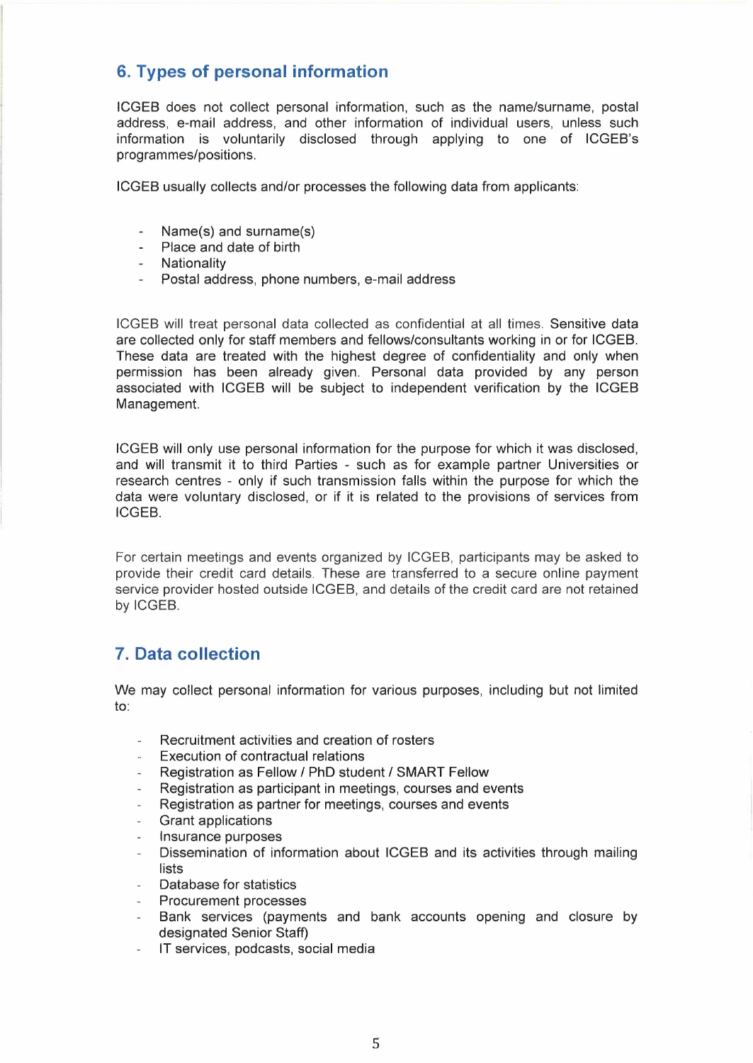## 6. Types of personal information

ICGEB does not collect personal information, such as the name/surname, postal address, e-mail address, and other information of individual users, unless such information is voluntarily disclosed through applying to one of ICGEB's programmes/positions.

ICGEB usually collects and/or processes the following data from applicants:

- Name(s) and surname(s)
- Place and date of birth
- Nationality
- Postal address, phone numbers, e-mail address

ICGEB will treat personal data collected as confidential at all times. Sensitive data are collected only for staff members and fellows/consultants working in or for ICGEB. These data are treated with the highest degree of confidentiality and only when permission has been already given. Personal data provided by any person associated with ICGEB will be subject to independent verification by the ICGEB Management.

ICGEB will only use personal information for the purpose for which it was disclosed, and will transmit it to third Parties - such as for example partner Universities or research centres - only if such transmission falls within the purpose for which the data were voluntary disclosed, or if it is related to the provisions of services from ICGEB.

For certain meetings and events organized by ICGEB, participants may be asked to provide their credit card details. These are transferred to a secure online payment service provider hosted outside ICGEB, and details of the credit card are not retained by ICGEB.

## 7. Data collection

We may collect personal information for various purposes, including but not limited to:

- Recruitment activities and creation of rosters
- Execution of contractual relations
- Registration as Fellow / PhD student / SMART Fellow
- Registration as participant in meetings, courses and events
- Registration as partner for meetings, courses and events
- Grant applications
- Insurance purposes
- Dissemination of information about ICGEB and its activities through mailing lists
- Database for statistics
- Procurement processes
- Bank services (payments and bank accounts opening and closure by designated Senior Staff)
- IT services, podcasts, social media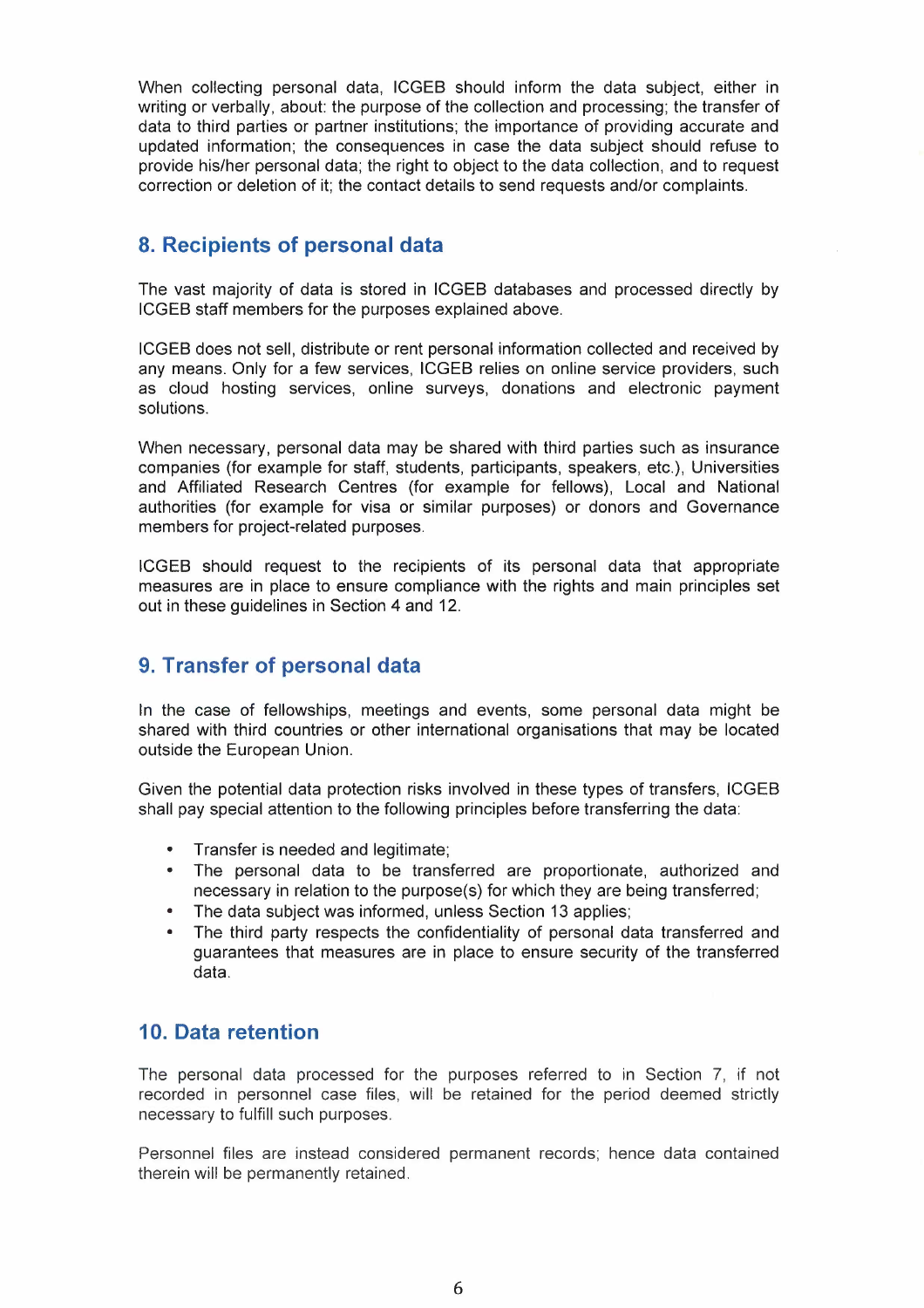When collecting personal data, ICGEB should inform the data subject, either in writing or verbally, about: the purpose of the collection and processing; the transfer of data to third parties or partner institutions; the importance of providing accurate and updated information; the consequences in case the data subject should refuse to provide his/her personal data; the right to object to the data collection, and to request correction or deletion of it; the contact details to send requests and/or complaints.

## 8. Recipients of personal data

The vast majority of data is stored in ICGEB databases and processed directly by ICGEB staff members for the purposes explained above.

ICGEB does not sell, distribute or rent personal information collected and received by any means. Only for a few services, ICGEB relies on online service providers, such as cloud hosting services, online surveys, donations and electronic payment solutions.

When necessary, personal data may be shared with third parties such as insurance companies (for example for staff, students, participants, speakers, etc.), Universities and Affiliated Research Centres (for example for fellows), Local and National authorities (for example for visa or similar purposes) or donors and Governance members for project-related purposes.

ICGEB should request to the recipients of its personal data that appropriate measures are in place to ensure compliance with the rights and main principles set out in these guidelines in Section 4 and 12.

## 9. Transfer of personal data

In the case of fellowships, meetings and events, some personal data might be shared with third countries or other international organisations that may be located outside the European Union.

Given the potential data protection risks involved in these types of transfers, ICGEB shall pay special attention to the following principles before transferring the data:

- Transfer is needed and legitimate;
- The personal data to be transferred are proportionate, authorized and necessary in relation to the purpose(s) for which they are being transferred;
- The data subject was informed, unless Section 13 applies;
- The third party respects the confidentiality of personal data transferred and guarantees that measures are in place to ensure security of the transferred data.

## 10. Data retention

The personal data processed for the purposes referred to in Section 7, if not recorded in personnel case files, will be retained for the period deemed strictly necessary to fulfill such purposes.

Personnel files are instead considered permanent records; hence data contained therein will be permanently retained.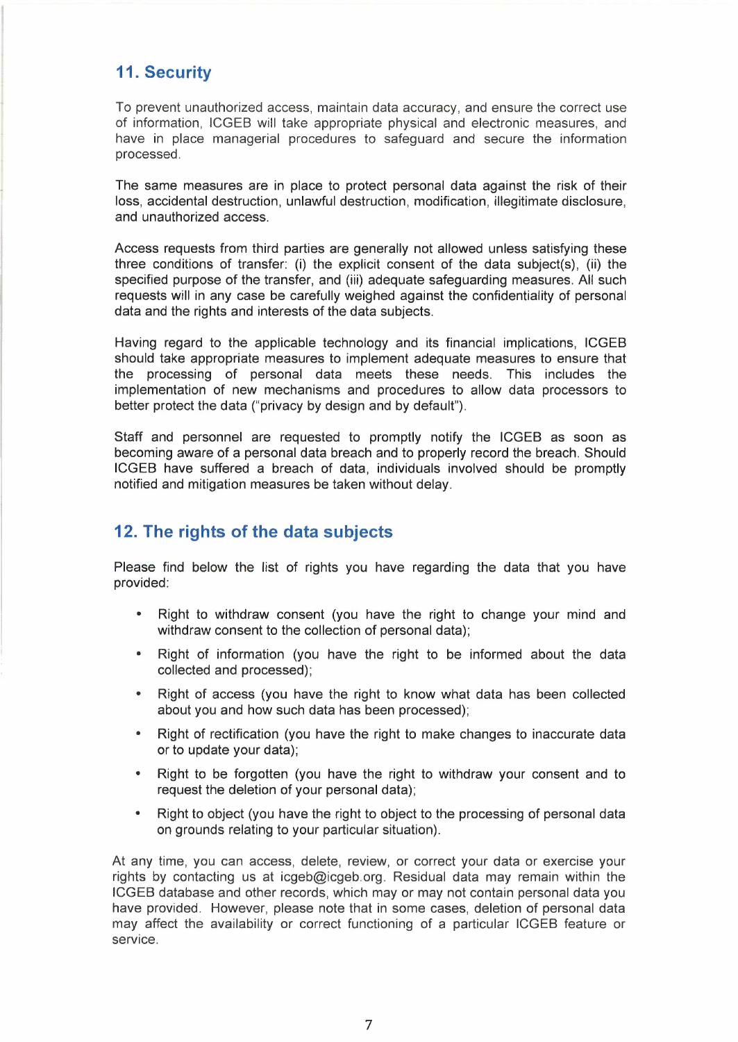## 11. Security

To prevent unauthorized access, maintain data accuracy, and ensure the correct use of information, ICGEB will take appropriate physical and electronic measures, and have in place managerial procedures to safeguard and secure the information processed.

The same measures are in place to protect personal data against the risk of their loss, accidental destruction, unlawful destruction, modification, illegitimate disclosure, and unauthorized access.

Access requests from third parties are generally not allowed unless satisfying these three conditions of transfer: (i) the explicit consent of the data subject(s), (ii) the specified purpose of the transfer, and (iii) adequate safeguarding measures. All such requests will in any case be carefully weighed against the confidentiality of personal data and the rights and interests of the data subjects.

Having regard to the applicable technology and its financial implications, ICGEB should take appropriate measures to implement adequate measures to ensure that the processing of personal data meets these needs. This includes the implementation of new mechanisms and procedures to allow data processors to better protect the data ("privacy by design and by default").

Staff and personnel are requested to promptly notify the ICGEB as soon as becoming aware of a personal data breach and to properly record the breach. Should ICGEB have suffered a breach of data, individuals involved should be promptly notified and mitigation measures be taken without delay.

## 12. The rights of the data subjects

Please find below the list of rights you have regarding the data that you have provided:

- Right to withdraw consent (you have the right to change your mind and withdraw consent to the collection of personal data);
- Right of information (you have the right to be informed about the data collected and processed);
- Right of access (you have the right to know what data has been collected about you and how such data has been processed);
- Right of rectification (you have the right to make changes to inaccurate data or to update your data);
- Right to be forgotten (you have the right to withdraw your consent and to request the deletion of your personal data);
- Right to object (you have the right to object to the processing of personal data on grounds relating to your particular situation).

At any time, you can access, delete, review, or correct your data or exercise your rights by contacting us at icgeb@icgeb.org. Residual data may remain within the ICGEB database and other records, which may or may not contain personal data you have provided. However, please note that in some cases, deletion of personal data may affect the availability or correct functioning of a particular ICGEB feature or service.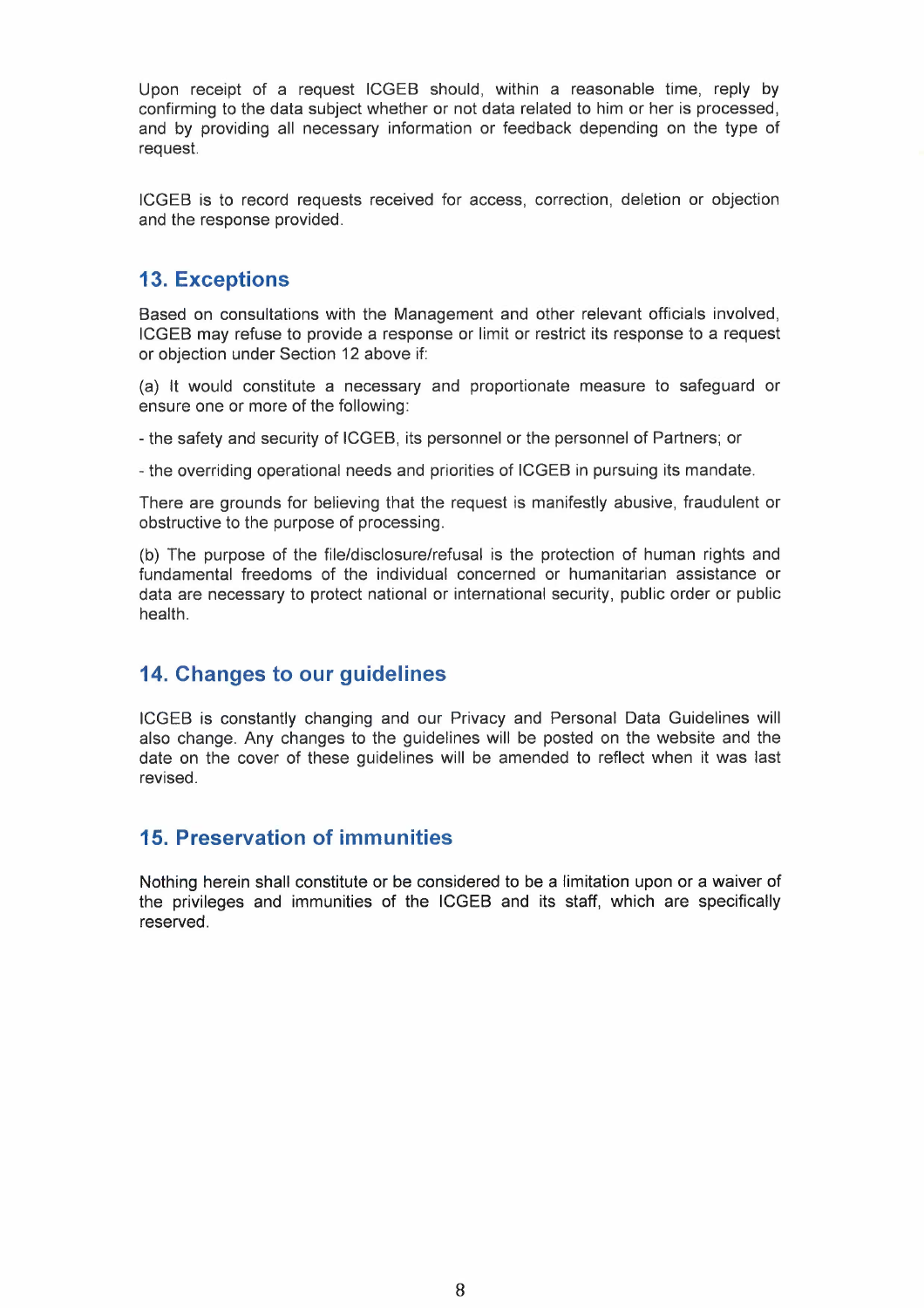Upon receipt of a request ICGEB should, within a reasonable time, reply by confirming to the data subject whether or not data related to him or her is processed, and by providing all necessary information or feedback depending on the type of request.

ICGEB is to record requests received for access, correction, deletion or objection and the response provided.

## 13. Exceptions

Based on consultations with the Management and other relevant officials involved, ICGEB may refuse to provide a response or limit or restrict its response to a request or objection under Section 12 above if:

(a) It would constitute a necessary and proportionate measure to safeguard or ensure one or more of the following:

- the safety and security of ICGEB, its personnel or the personnel of Partners; or

- the overriding operational needs and priorities of ICGEB in pursuing its mandate.

There are grounds for believing that the request is manifestly abusive, fraudulent or obstructive to the purpose of processing.

(b) The purpose of the file/disclosure/refusal is the protection of human rights and fundamental freedoms of the individual concerned or humanitarian assistance or data are necessary to protect national or international security, public order or public health.

## 14. Changes to our guidelines

ICGEB is constantly changing and our Privacy and Personal Data Guidelines will also change. Any changes to the guidelines will be posted on the website and the date on the cover of these guidelines will be amended to reflect when it was last revised.

## 15. Preservation of immunities

Nothing herein shall constitute or be considered to be a limitation upon or a waiver of the privileges and immunities of the ICGEB and its staff, which are specifically reserved.